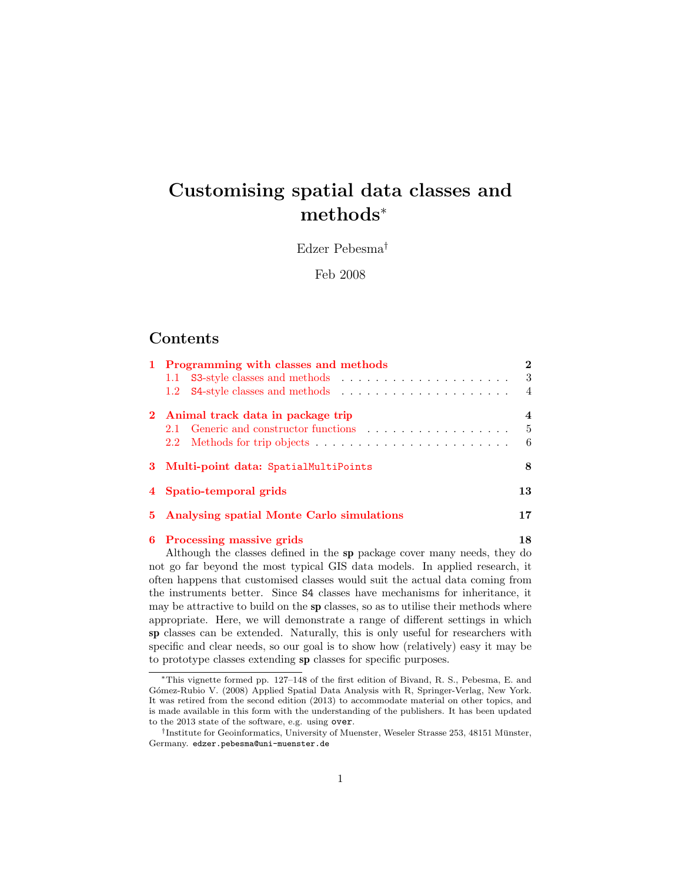# Customising spatial data classes and methods*

Edzer Pebesma†

Feb 2008

## Contents

- 1 Programming with classes and methods — 2
  - 1.1 S3-style classes and methods — 3
  - 1.2 S4-style classes and methods — 4
- 2 Animal track data in package trip — 4
  - 2.1 Generic and constructor functions — 5
  - 2.2 Methods for trip objects — 6
- 3 Multi-point data: `SpatialMultiPoints` — 8
- 4 Spatio-temporal grids — 13
- 5 Analysing spatial Monte Carlo simulations — 17
- 6 Processing massive grids — 18

Although the classes defined in the **sp** package cover many needs, they do not go far beyond the most typical GIS data models. In applied research, it often happens that customised classes would suit the actual data coming from the instruments better. Since S4 classes have mechanisms for inheritance, it may be attractive to build on the **sp** classes, so as to utilise their methods where appropriate. Here, we will demonstrate a range of different settings in which **sp** classes can be extended. Naturally, this is only useful for researchers with specific and clear needs, so our goal is to show how (relatively) easy it may be to prototype classes extending **sp** classes for specific purposes.

---

*This vignette formed pp. 127–148 of the first edition of Bivand, R. S., Pebesma, E. and Gómez-Rubio V. (2008) Applied Spatial Data Analysis with R, Springer-Verlag, New York. It was retired from the second edition (2013) to accommodate material on other topics, and is made available in this form with the understanding of the publishers. It has been updated to the 2013 state of the software, e.g. using `over`.

†Institute for Geoinformatics, University of Muenster, Weseler Strasse 253, 48151 Münster, Germany. `edzer.pebesma@uni-muenster.de`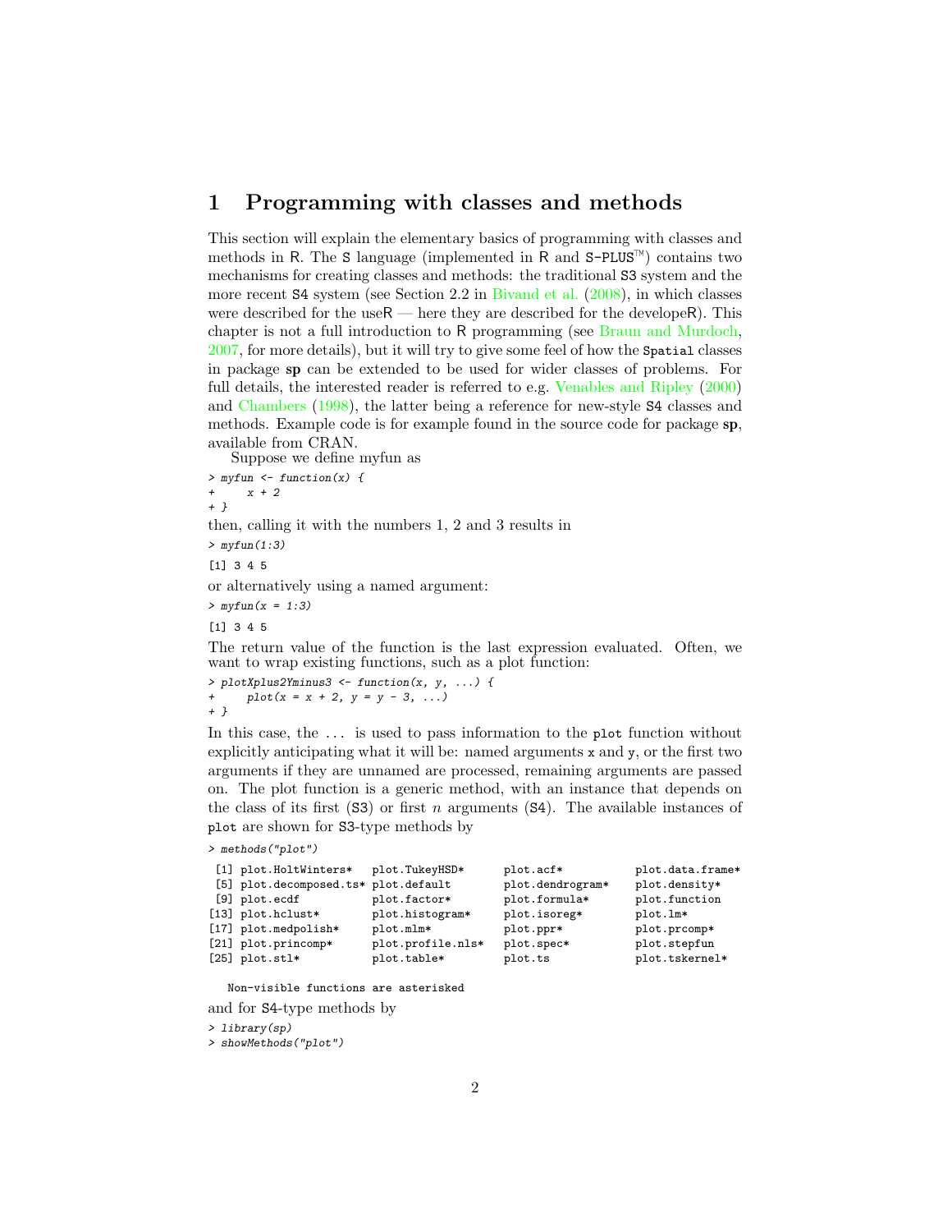# 1 Programming with classes and methods

This section will explain the elementary basics of programming with classes and methods in R. The S language (implemented in R and S-PLUS™) contains two mechanisms for creating classes and methods: the traditional S3 system and the more recent S4 system (see Section 2.2 in Bivand et al. (2008), in which classes were described for the useR — here they are described for the developeR). This chapter is not a full introduction to R programming (see Braun and Murdoch, 2007, for more details), but it will try to give some feel of how the `Spatial` classes in package **sp** can be extended to be used for wider classes of problems. For full details, the interested reader is referred to e.g. Venables and Ripley (2000) and Chambers (1998), the latter being a reference for new-style S4 classes and methods. Example code is for example found in the source code for package **sp**, available from CRAN.

Suppose we define myfun as

```
> myfun <- function(x) {
+     x + 2
+ }
```

then, calling it with the numbers 1, 2 and 3 results in

```
> myfun(1:3)

[1] 3 4 5
```

or alternatively using a named argument:

```
> myfun(x = 1:3)

[1] 3 4 5
```

The return value of the function is the last expression evaluated. Often, we want to wrap existing functions, such as a plot function:

```
> plotXplus2Yminus3 <- function(x, y, ...) {
+     plot(x = x + 2, y = y - 3, ...)
+ }
```

In this case, the ... is used to pass information to the `plot` function without explicitly anticipating what it will be: named arguments `x` and `y`, or the first two arguments if they are unnamed are processed, remaining arguments are passed on. The plot function is a generic method, with an instance that depends on the class of its first (S3) or first $n$ arguments (S4). The available instances of `plot` are shown for S3-type methods by

```
> methods("plot")

 [1] plot.HoltWinters*   plot.TukeyHSD*      plot.acf*           plot.data.frame*
 [5] plot.decomposed.ts* plot.default        plot.dendrogram*    plot.density*
 [9] plot.ecdf           plot.factor*        plot.formula*       plot.function
[13] plot.hclust*        plot.histogram*     plot.isoreg*        plot.lm*
[17] plot.medpolish*     plot.mlm*           plot.ppr*           plot.prcomp*
[21] plot.princomp*      plot.profile.nls*   plot.spec*          plot.stepfun
[25] plot.stl*           plot.table*         plot.ts             plot.tskernel*

   Non-visible functions are asterisked
```

and for S4-type methods by

```
> library(sp)
> showMethods("plot")
```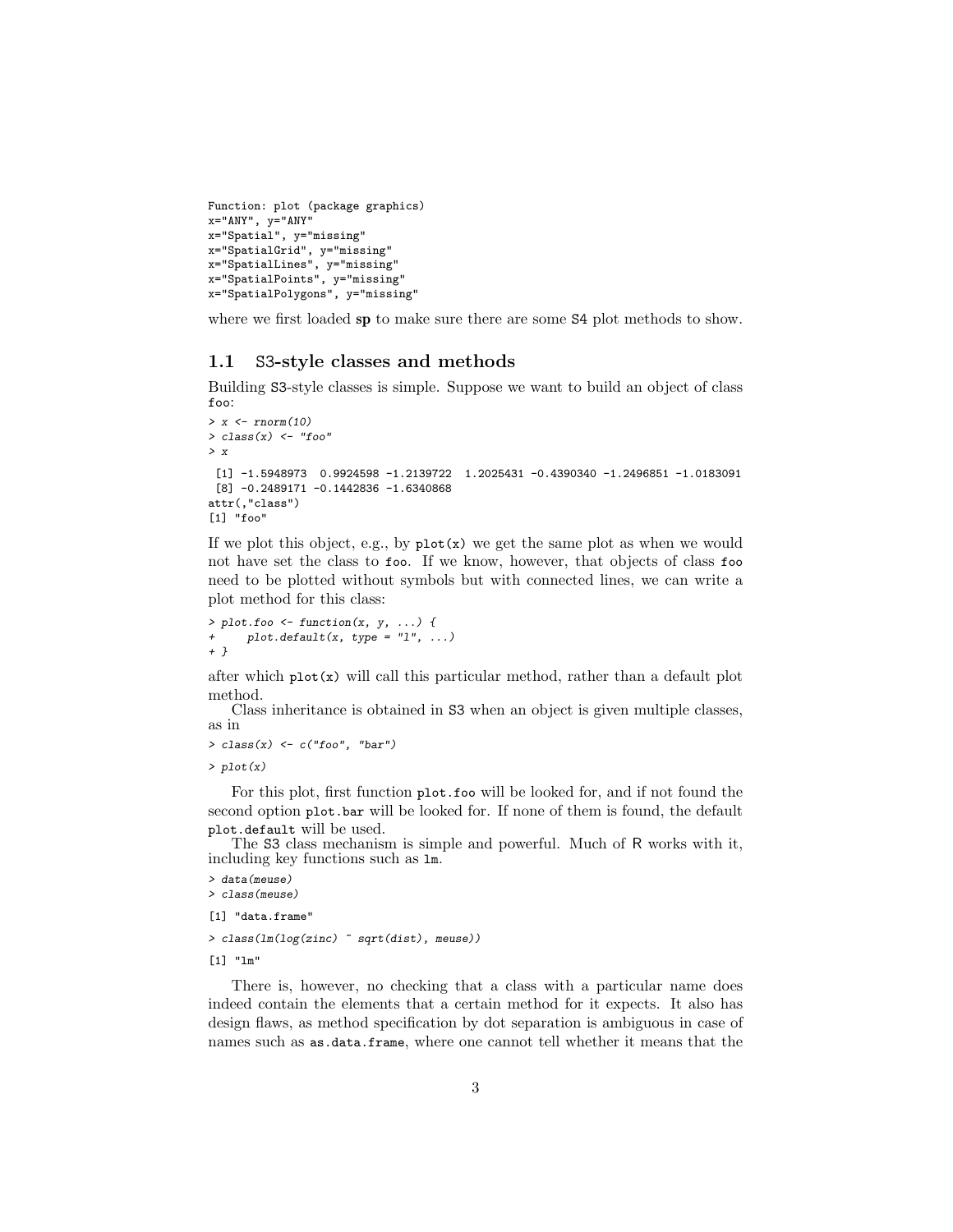```
Function: plot (package graphics)
x="ANY", y="ANY"
x="Spatial", y="missing"
x="SpatialGrid", y="missing"
x="SpatialLines", y="missing"
x="SpatialPoints", y="missing"
x="SpatialPolygons", y="missing"
```

where we first loaded **sp** to make sure there are some S4 plot methods to show.

## 1.1 S3-style classes and methods

Building S3-style classes is simple. Suppose we want to build an object of class `foo`:

```
> x <- rnorm(10)
> class(x) <- "foo"
> x

 [1] -1.5948973  0.9924598 -1.2139722  1.2025431 -0.4390340 -1.2496851 -1.0183091
 [8] -0.2489171 -0.1442836 -1.6340868
attr(,"class")
[1] "foo"
```

If we plot this object, e.g., by `plot(x)` we get the same plot as when we would not have set the class to `foo`. If we know, however, that objects of class `foo` need to be plotted without symbols but with connected lines, we can write a plot method for this class:

```
> plot.foo <- function(x, y, ...) {
+     plot.default(x, type = "l", ...)
+ }
```

after which `plot(x)` will call this particular method, rather than a default plot method.

Class inheritance is obtained in S3 when an object is given multiple classes, as in

```
> class(x) <- c("foo", "bar")
> plot(x)
```

For this plot, first function `plot.foo` will be looked for, and if not found the second option `plot.bar` will be looked for. If none of them is found, the default `plot.default` will be used.

The S3 class mechanism is simple and powerful. Much of R works with it, including key functions such as `lm`.

```
> data(meuse)
> class(meuse)

[1] "data.frame"

> class(lm(log(zinc) ~ sqrt(dist), meuse))

[1] "lm"
```

There is, however, no checking that a class with a particular name does indeed contain the elements that a certain method for it expects. It also has design flaws, as method specification by dot separation is ambiguous in case of names such as `as.data.frame`, where one cannot tell whether it means that the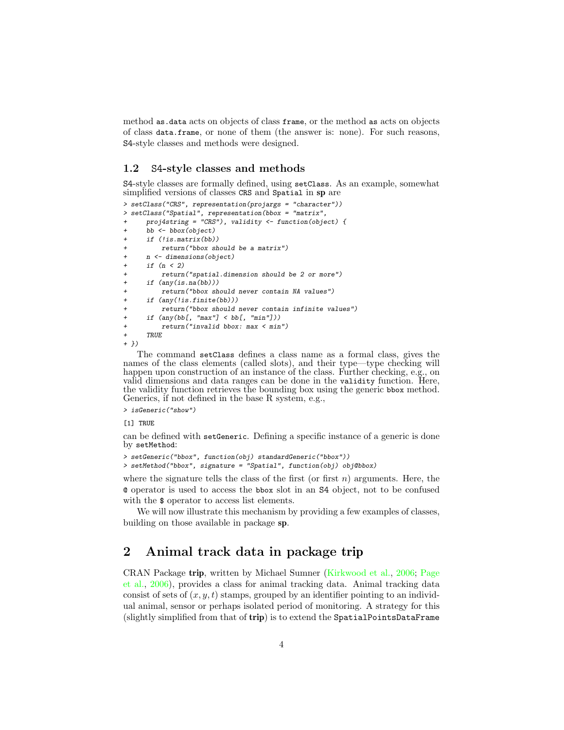method `as.data` acts on objects of class `frame`, or the method `as` acts on objects of class `data.frame`, or none of them (the answer is: none). For such reasons, S4-style classes and methods were designed.

### 1.2 S4-style classes and methods

S4-style classes are formally defined, using `setClass`. As an example, somewhat simplified versions of classes `CRS` and `Spatial` in **sp** are

```
> setClass("CRS", representation(projargs = "character"))
> setClass("Spatial", representation(bbox = "matrix",
+     proj4string = "CRS"), validity <- function(object) {
+     bb <- bbox(object)
+     if (!is.matrix(bb))
+         return("bbox should be a matrix")
+     n <- dimensions(object)
+     if (n < 2)
+         return("spatial.dimension should be 2 or more")
+     if (any(is.na(bb)))
+         return("bbox should never contain NA values")
+     if (any(!is.finite(bb)))
+         return("bbox should never contain infinite values")
+     if (any(bb[, "max"] < bb[, "min"]))
+         return("invalid bbox: max < min")
+     TRUE
+ })
```

The command `setClass` defines a class name as a formal class, gives the names of the class elements (called slots), and their type—type checking will happen upon construction of an instance of the class. Further checking, e.g., on valid dimensions and data ranges can be done in the `validity` function. Here, the validity function retrieves the bounding box using the generic `bbox` method. Generics, if not defined in the base R system, e.g.,

```
> isGeneric("show")

[1] TRUE
```

can be defined with `setGeneric`. Defining a specific instance of a generic is done by `setMethod`:

```
> setGeneric("bbox", function(obj) standardGeneric("bbox"))
> setMethod("bbox", signature = "Spatial", function(obj) obj@bbox)
```

where the signature tells the class of the first (or first $n$) arguments. Here, the `@` operator is used to access the `bbox` slot in an S4 object, not to be confused with the `$` operator to access list elements.

We will now illustrate this mechanism by providing a few examples of classes, building on those available in package **sp**.

## 2 Animal track data in package trip

CRAN Package **trip**, written by Michael Sumner (Kirkwood et al., 2006; Page et al., 2006), provides a class for animal tracking data. Animal tracking data consist of sets of $(x, y, t)$ stamps, grouped by an identifier pointing to an individual animal, sensor or perhaps isolated period of monitoring. A strategy for this (slightly simplified from that of **trip**) is to extend the `SpatialPointsDataFrame`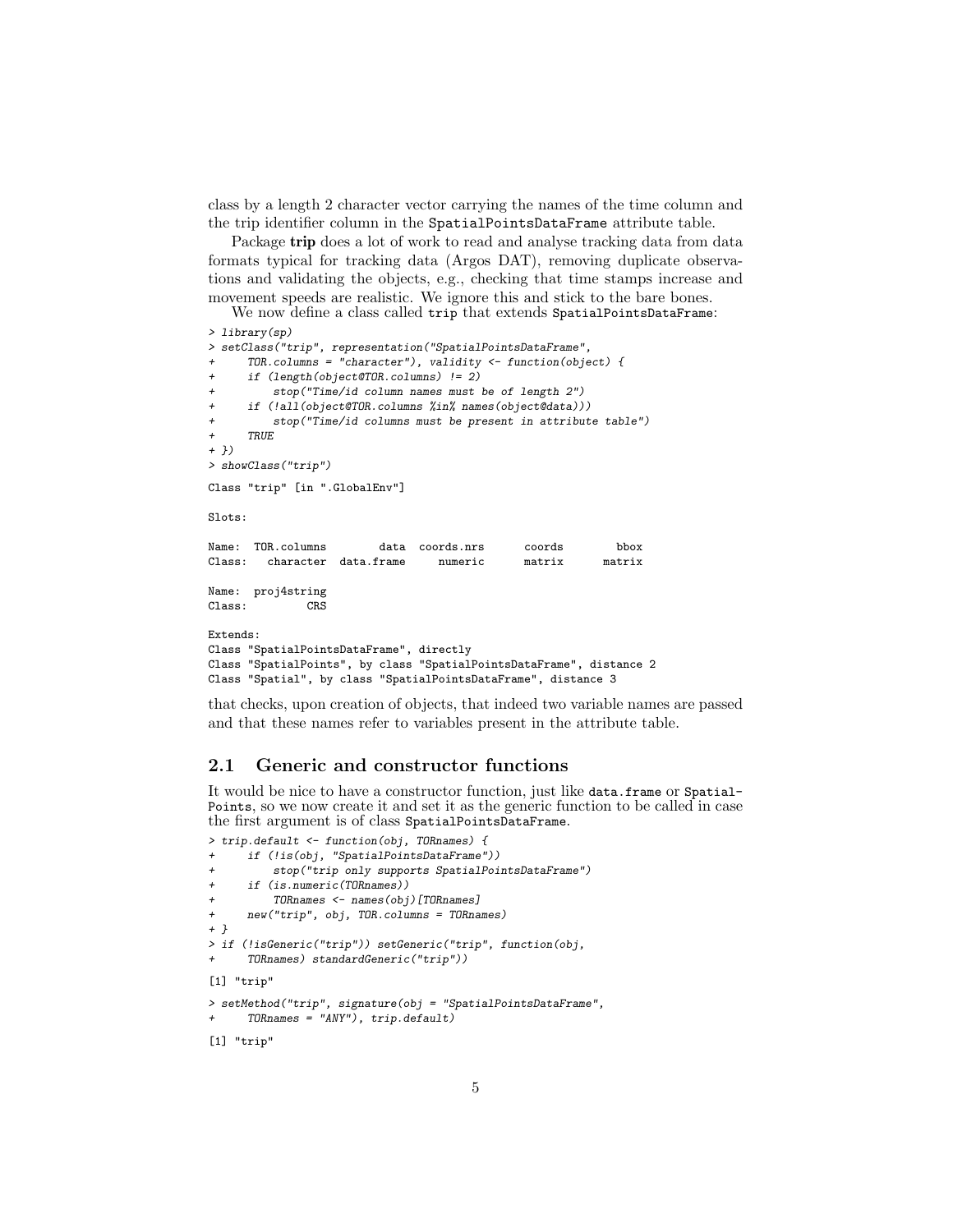class by a length 2 character vector carrying the names of the time column and the trip identifier column in the SpatialPointsDataFrame attribute table.

Package **trip** does a lot of work to read and analyse tracking data from data formats typical for tracking data (Argos DAT), removing duplicate observations and validating the objects, e.g., checking that time stamps increase and movement speeds are realistic. We ignore this and stick to the bare bones.

We now define a class called trip that extends SpatialPointsDataFrame:

```
> library(sp)
> setClass("trip", representation("SpatialPointsDataFrame",
+     TOR.columns = "character"), validity <- function(object) {
+     if (length(object@TOR.columns) != 2)
+         stop("Time/id column names must be of length 2")
+     if (!all(object@TOR.columns %in% names(object@data)))
+         stop("Time/id columns must be present in attribute table")
+     TRUE
+ })
> showClass("trip")

Class "trip" [in ".GlobalEnv"]

Slots:

Name:  TOR.columns        data  coords.nrs      coords        bbox
Class:   character  data.frame     numeric      matrix      matrix

Name:  proj4string
Class:         CRS

Extends:
Class "SpatialPointsDataFrame", directly
Class "SpatialPoints", by class "SpatialPointsDataFrame", distance 2
Class "Spatial", by class "SpatialPointsDataFrame", distance 3
```

that checks, upon creation of objects, that indeed two variable names are passed and that these names refer to variables present in the attribute table.

## 2.1 Generic and constructor functions

It would be nice to have a constructor function, just like data.frame or SpatialPoints, so we now create it and set it as the generic function to be called in case the first argument is of class SpatialPointsDataFrame.

```
> trip.default <- function(obj, TORnames) {
+     if (!is(obj, "SpatialPointsDataFrame"))
+         stop("trip only supports SpatialPointsDataFrame")
+     if (is.numeric(TORnames))
+         TORnames <- names(obj)[TORnames]
+     new("trip", obj, TOR.columns = TORnames)
+ }
> if (!isGeneric("trip")) setGeneric("trip", function(obj,
+     TORnames) standardGeneric("trip"))

[1] "trip"

> setMethod("trip", signature(obj = "SpatialPointsDataFrame",
+     TORnames = "ANY"), trip.default)

[1] "trip"
```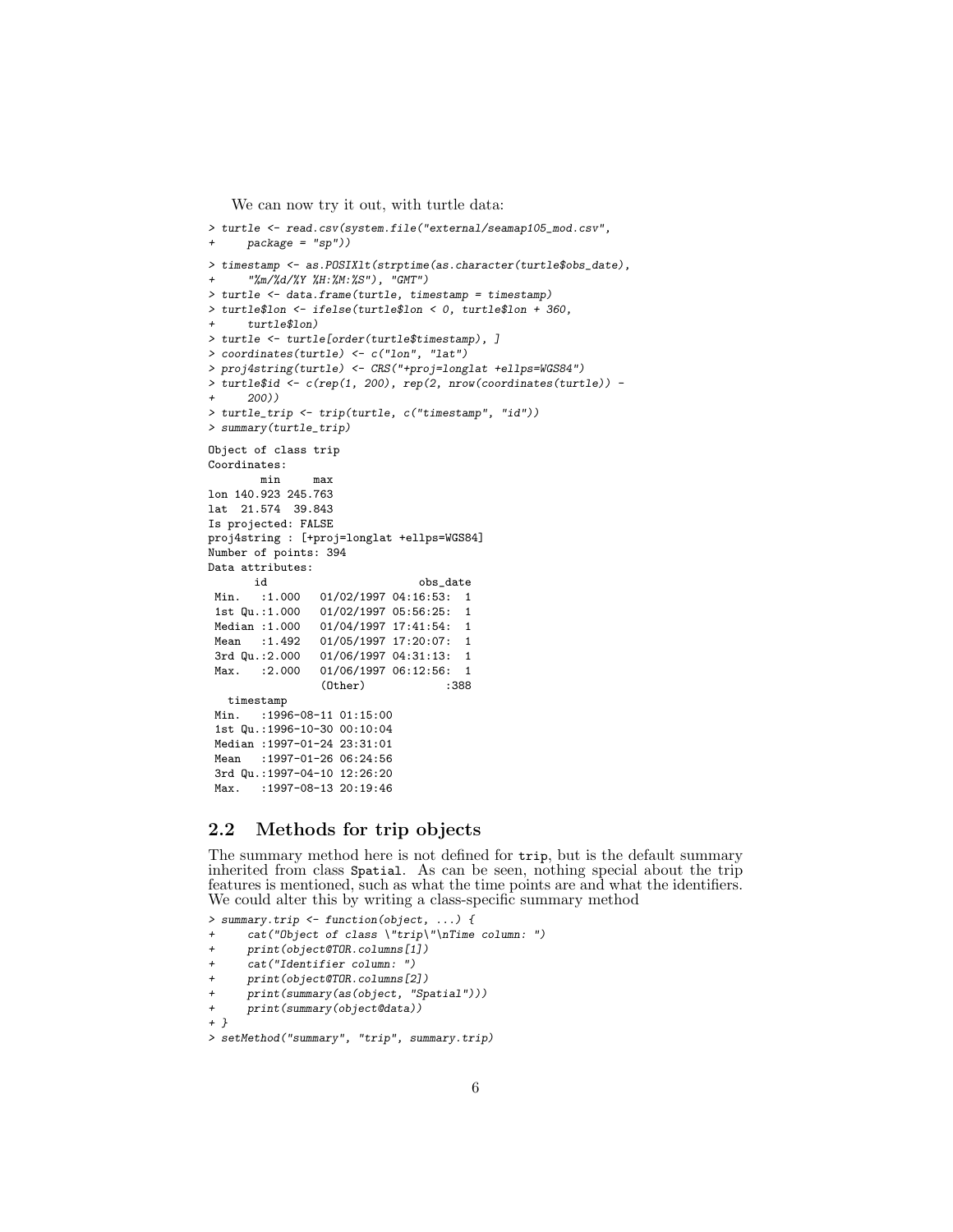We can now try it out, with turtle data:

```
> turtle <- read.csv(system.file("external/seamap105_mod.csv",
+     package = "sp"))
> timestamp <- as.POSIXlt(strptime(as.character(turtle$obs_date),
+     "%m/%d/%Y %H:%M:%S"), "GMT")
> turtle <- data.frame(turtle, timestamp = timestamp)
> turtle$lon <- ifelse(turtle$lon < 0, turtle$lon + 360,
+     turtle$lon)
> turtle <- turtle[order(turtle$timestamp), ]
> coordinates(turtle) <- c("lon", "lat")
> proj4string(turtle) <- CRS("+proj=longlat +ellps=WGS84")
> turtle$id <- c(rep(1, 200), rep(2, nrow(coordinates(turtle)) -
+     200))
> turtle_trip <- trip(turtle, c("timestamp", "id"))
> summary(turtle_trip)
```

```
Object of class trip
Coordinates:
        min     max
lon 140.923 245.763
lat  21.574  39.843
Is projected: FALSE
proj4string : [+proj=longlat +ellps=WGS84]
Number of points: 394
Data attributes:
       id                       obs_date
 Min.   :1.000   01/02/1997 04:16:53:  1
 1st Qu.:1.000   01/02/1997 05:56:25:  1
 Median :1.000   01/04/1997 17:41:54:  1
 Mean   :1.492   01/05/1997 17:20:07:  1
 3rd Qu.:2.000   01/06/1997 04:31:13:  1
 Max.   :2.000   01/06/1997 06:12:56:  1
                 (Other)            :388
   timestamp
 Min.   :1996-08-11 01:15:00
 1st Qu.:1996-10-30 00:10:04
 Median :1997-01-24 23:31:01
 Mean   :1997-01-26 06:24:56
 3rd Qu.:1997-04-10 12:26:20
 Max.   :1997-08-13 20:19:46
```

## 2.2 Methods for trip objects

The summary method here is not defined for `trip`, but is the default summary inherited from class `Spatial`. As can be seen, nothing special about the trip features is mentioned, such as what the time points are and what the identifiers. We could alter this by writing a class-specific summary method

```
> summary.trip <- function(object, ...) {
+     cat("Object of class \"trip\"\nTime column: ")
+     print(object@TOR.columns[1])
+     cat("Identifier column: ")
+     print(object@TOR.columns[2])
+     print(summary(as(object, "Spatial")))
+     print(summary(object@data))
+ }
> setMethod("summary", "trip", summary.trip)
```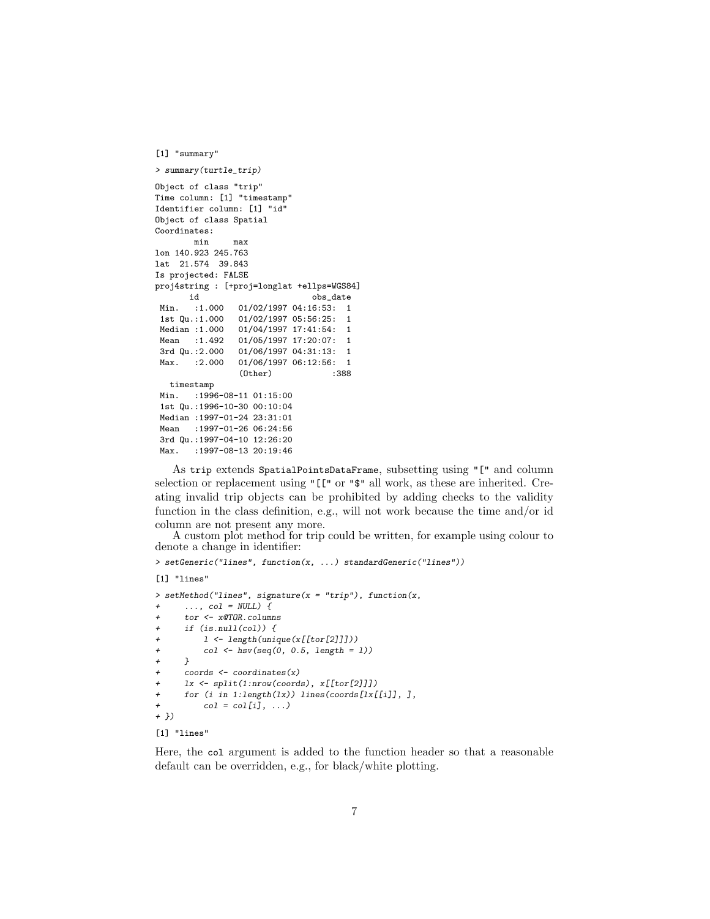```
[1] "summary"
```

```
> summary(turtle_trip)
```

```
Object of class "trip"
Time column: [1] "timestamp"
Identifier column: [1] "id"
Object of class Spatial
Coordinates:
        min     max
lon 140.923 245.763
lat  21.574  39.843
Is projected: FALSE
proj4string : [+proj=longlat +ellps=WGS84]
       id                       obs_date
 Min.   :1.000   01/02/1997 04:16:53:  1
 1st Qu.:1.000   01/02/1997 05:56:25:  1
 Median :1.000   01/04/1997 17:41:54:  1
 Mean   :1.492   01/05/1997 17:20:07:  1
 3rd Qu.:2.000   01/06/1997 04:31:13:  1
 Max.   :2.000   01/06/1997 06:12:56:  1
                 (Other)            :388
   timestamp
 Min.   :1996-08-11 01:15:00
 1st Qu.:1996-10-30 00:10:04
 Median :1997-01-24 23:31:01
 Mean   :1997-01-26 06:24:56
 3rd Qu.:1997-04-10 12:26:20
 Max.   :1997-08-13 20:19:46
```

As trip extends SpatialPointsDataFrame, subsetting using "[" and column selection or replacement using "[[" or "$" all work, as these are inherited. Creating invalid trip objects can be prohibited by adding checks to the validity function in the class definition, e.g., will not work because the time and/or id column are not present any more.

A custom plot method for trip could be written, for example using colour to denote a change in identifier:

```
> setGeneric("lines", function(x, ...) standardGeneric("lines"))
```

```
[1] "lines"
```

```
> setMethod("lines", signature(x = "trip"), function(x,
+     ..., col = NULL) {
+     tor <- x@TOR.columns
+     if (is.null(col)) {
+         l <- length(unique(x[[tor[2]]]))
+         col <- hsv(seq(0, 0.5, length = l))
+     }
+     coords <- coordinates(x)
+     lx <- split(1:nrow(coords), x[[tor[2]]])
+     for (i in 1:length(lx)) lines(coords[lx[[i]], ],
+         col = col[i], ...)
+ })
```

```
[1] "lines"
```

Here, the col argument is added to the function header so that a reasonable default can be overridden, e.g., for black/white plotting.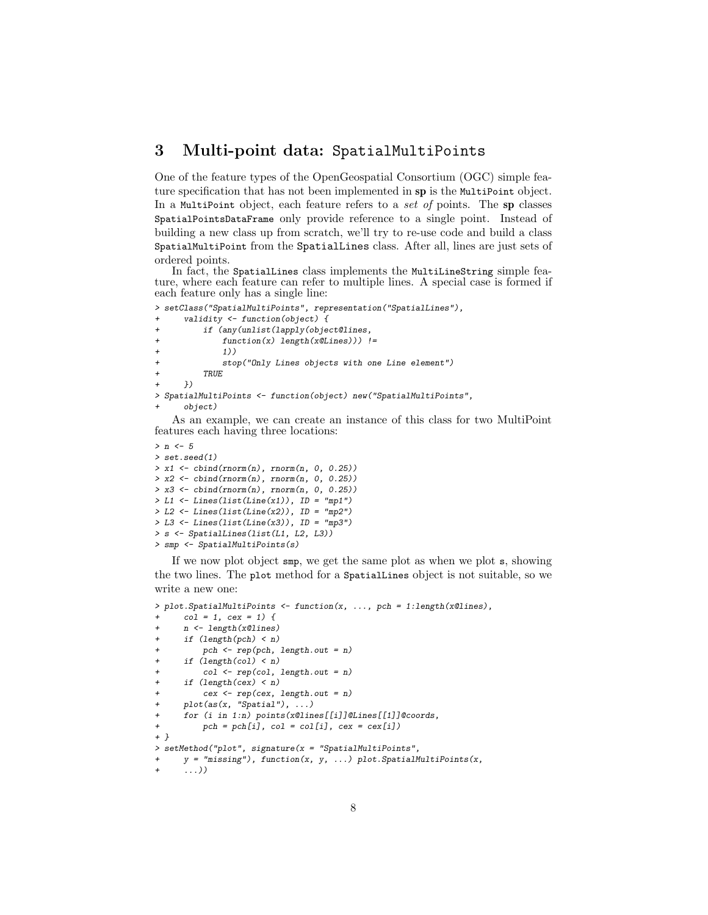## 3 Multi-point data: SpatialMultiPoints

One of the feature types of the OpenGeospatial Consortium (OGC) simple feature specification that has not been implemented in **sp** is the MultiPoint object. In a MultiPoint object, each feature refers to a *set of* points. The **sp** classes SpatialPointsDataFrame only provide reference to a single point. Instead of building a new class up from scratch, we'll try to re-use code and build a class SpatialMultiPoint from the SpatialLines class. After all, lines are just sets of ordered points.

In fact, the SpatialLines class implements the MultiLineString simple feature, where each feature can refer to multiple lines. A special case is formed if each feature only has a single line:

```
> setClass("SpatialMultiPoints", representation("SpatialLines"),
+     validity <- function(object) {
+         if (any(unlist(lapply(object@lines,
+             function(x) length(x@Lines))) !=
+             1))
+             stop("Only Lines objects with one Line element")
+         TRUE
+     })
> SpatialMultiPoints <- function(object) new("SpatialMultiPoints",
+     object)
```

As an example, we can create an instance of this class for two MultiPoint features each having three locations:

```
> n <- 5
> set.seed(1)
> x1 <- cbind(rnorm(n), rnorm(n, 0, 0.25))
> x2 <- cbind(rnorm(n), rnorm(n, 0, 0.25))
> x3 <- cbind(rnorm(n), rnorm(n, 0, 0.25))
> L1 <- Lines(list(Line(x1)), ID = "mp1")
> L2 <- Lines(list(Line(x2)), ID = "mp2")
> L3 <- Lines(list(Line(x3)), ID = "mp3")
> s <- SpatialLines(list(L1, L2, L3))
> smp <- SpatialMultiPoints(s)
```

If we now plot object smp, we get the same plot as when we plot s, showing the two lines. The plot method for a SpatialLines object is not suitable, so we write a new one:

```
> plot.SpatialMultiPoints <- function(x, ..., pch = 1:length(x@lines),
+     col = 1, cex = 1) {
+     n <- length(x@lines)
+     if (length(pch) < n)
+         pch <- rep(pch, length.out = n)
+     if (length(col) < n)
+         col <- rep(col, length.out = n)
+     if (length(cex) < n)
+         cex <- rep(cex, length.out = n)
+     plot(as(x, "Spatial"), ...)
+     for (i in 1:n) points(x@lines[[i]]@Lines[[1]]@coords,
+         pch = pch[i], col = col[i], cex = cex[i])
+ }
> setMethod("plot", signature(x = "SpatialMultiPoints",
+     y = "missing"), function(x, y, ...) plot.SpatialMultiPoints(x,
+     ...))
```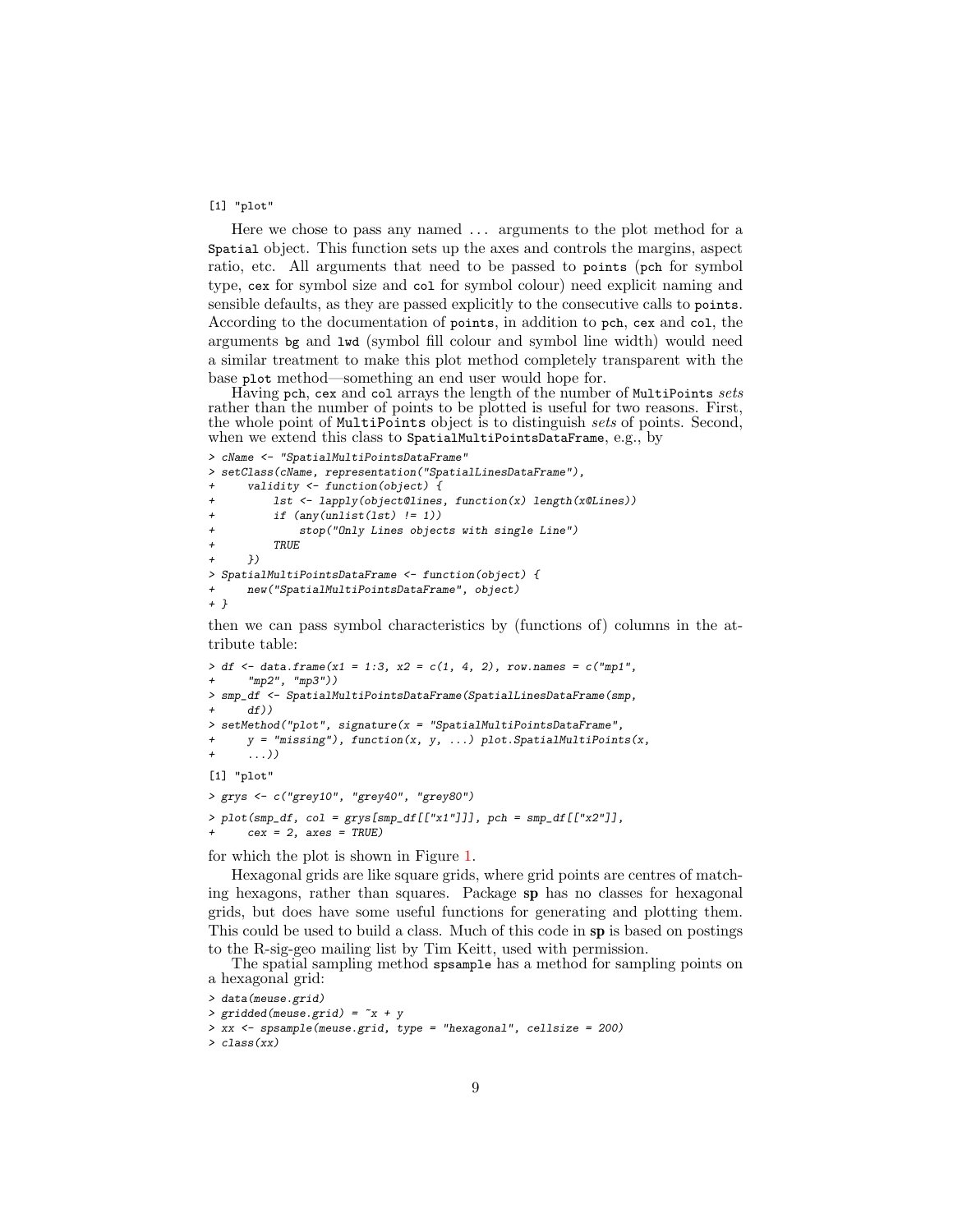```
[1] "plot"
```

Here we chose to pass any named ... arguments to the plot method for a `Spatial` object. This function sets up the axes and controls the margins, aspect ratio, etc. All arguments that need to be passed to `points` (`pch` for symbol type, `cex` for symbol size and `col` for symbol colour) need explicit naming and sensible defaults, as they are passed explicitly to the consecutive calls to `points`. According to the documentation of `points`, in addition to `pch`, `cex` and `col`, the arguments `bg` and `lwd` (symbol fill colour and symbol line width) would need a similar treatment to make this plot method completely transparent with the base `plot` method—something an end user would hope for.

Having `pch`, `cex` and `col` arrays the length of the number of `MultiPoints` *sets* rather than the number of points to be plotted is useful for two reasons. First, the whole point of `MultiPoints` object is to distinguish *sets* of points. Second, when we extend this class to `SpatialMultiPointsDataFrame`, e.g., by

```
> cName <- "SpatialMultiPointsDataFrame"
> setClass(cName, representation("SpatialLinesDataFrame"),
+     validity <- function(object) {
+         lst <- lapply(object@lines, function(x) length(x@Lines))
+         if (any(unlist(lst) != 1))
+             stop("Only Lines objects with single Line")
+         TRUE
+     })
> SpatialMultiPointsDataFrame <- function(object) {
+     new("SpatialMultiPointsDataFrame", object)
+ }
```

then we can pass symbol characteristics by (functions of) columns in the attribute table:

```
> df <- data.frame(x1 = 1:3, x2 = c(1, 4, 2), row.names = c("mp1",
+     "mp2", "mp3"))
> smp_df <- SpatialMultiPointsDataFrame(SpatialLinesDataFrame(smp,
+     df))
> setMethod("plot", signature(x = "SpatialMultiPointsDataFrame",
+     y = "missing"), function(x, y, ...) plot.SpatialMultiPoints(x,
+     ...))

[1] "plot"

> grys <- c("grey10", "grey40", "grey80")

> plot(smp_df, col = grys[smp_df[["x1"]]], pch = smp_df[["x2"]],
+     cex = 2, axes = TRUE)
```

for which the plot is shown in Figure 1.

Hexagonal grids are like square grids, where grid points are centres of matching hexagons, rather than squares. Package **sp** has no classes for hexagonal grids, but does have some useful functions for generating and plotting them. This could be used to build a class. Much of this code in **sp** is based on postings to the R-sig-geo mailing list by Tim Keitt, used with permission.

The spatial sampling method `spsample` has a method for sampling points on a hexagonal grid:

```
> data(meuse.grid)
> gridded(meuse.grid) = ~x + y
> xx <- spsample(meuse.grid, type = "hexagonal", cellsize = 200)
> class(xx)
```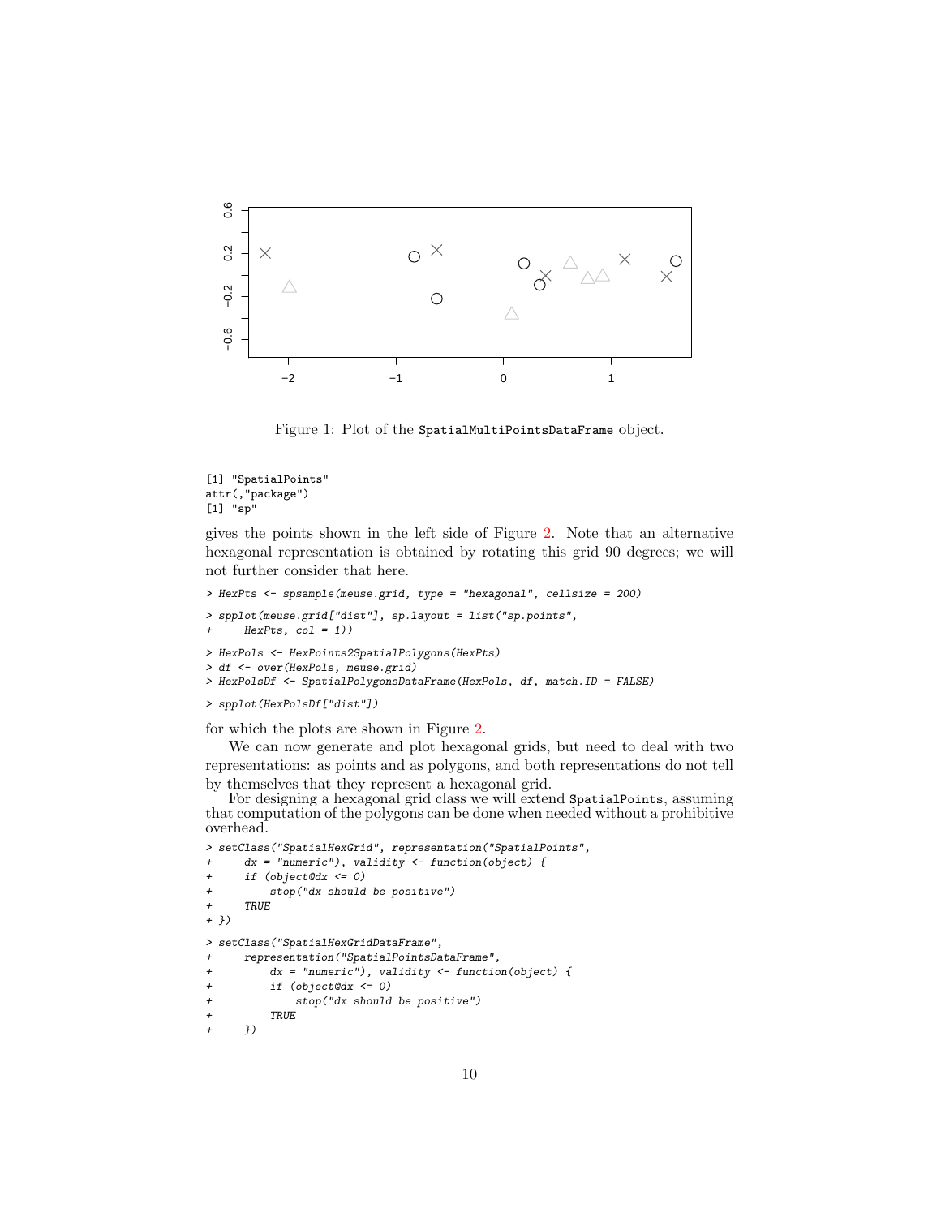Figure 1: Plot of the `SpatialMultiPointsDataFrame` object.

```
[1] "SpatialPoints"
attr(,"package")
[1] "sp"
```

gives the points shown in the left side of Figure 2. Note that an alternative hexagonal representation is obtained by rotating this grid 90 degrees; we will not further consider that here.

```
> HexPts <- spsample(meuse.grid, type = "hexagonal", cellsize = 200)
> spplot(meuse.grid["dist"], sp.layout = list("sp.points",
+     HexPts, col = 1))
> HexPols <- HexPoints2SpatialPolygons(HexPts)
> df <- over(HexPols, meuse.grid)
> HexPolsDf <- SpatialPolygonsDataFrame(HexPols, df, match.ID = FALSE)
> spplot(HexPolsDf["dist"])
```

for which the plots are shown in Figure 2.

We can now generate and plot hexagonal grids, but need to deal with two representations: as points and as polygons, and both representations do not tell by themselves that they represent a hexagonal grid.

For designing a hexagonal grid class we will extend `SpatialPoints`, assuming that computation of the polygons can be done when needed without a prohibitive overhead.

```
> setClass("SpatialHexGrid", representation("SpatialPoints",
+     dx = "numeric"), validity <- function(object) {
+     if (object@dx <= 0)
+         stop("dx should be positive")
+     TRUE
+ })
> setClass("SpatialHexGridDataFrame",
+     representation("SpatialPointsDataFrame",
+         dx = "numeric"), validity <- function(object) {
+         if (object@dx <= 0)
+             stop("dx should be positive")
+         TRUE
+     })
```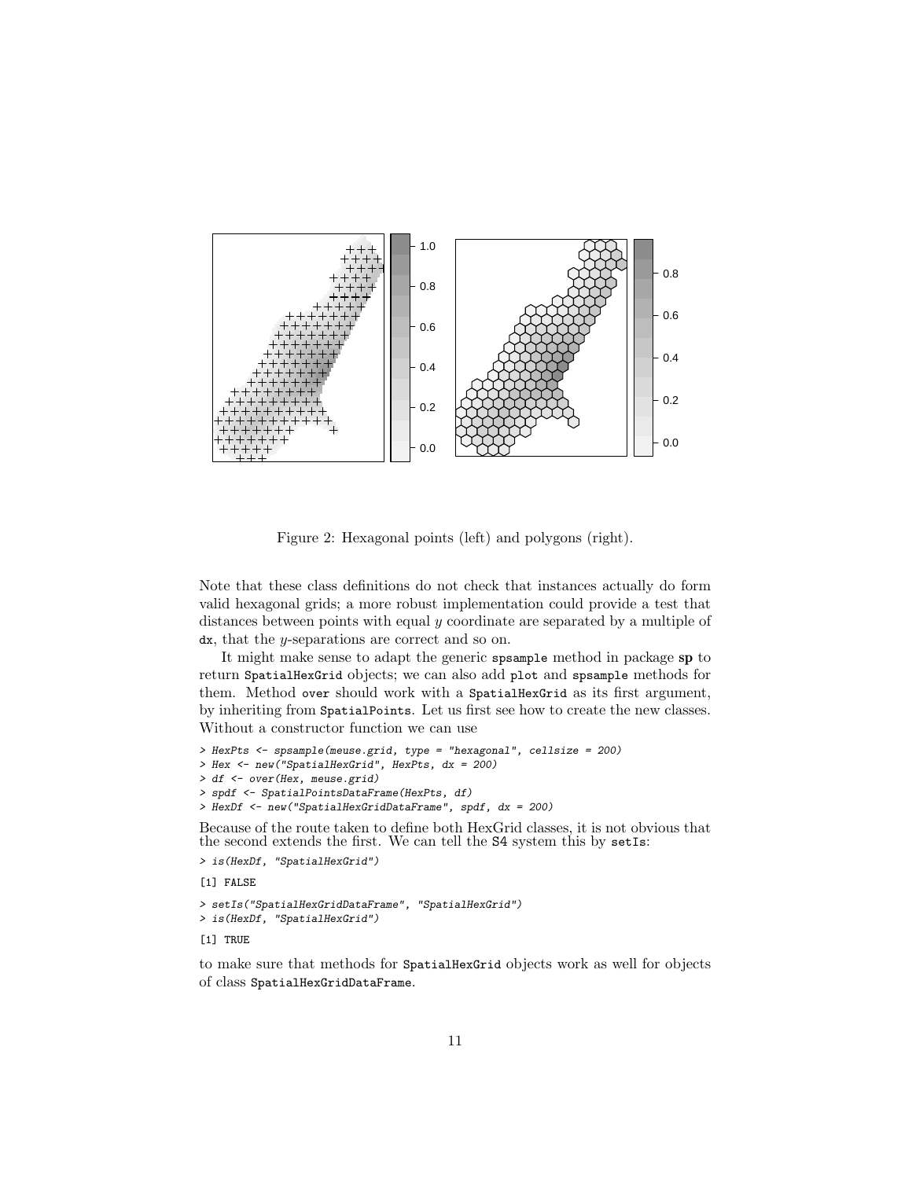Figure 2: Hexagonal points (left) and polygons (right).

Note that these class definitions do not check that instances actually do form valid hexagonal grids; a more robust implementation could provide a test that distances between points with equal $y$ coordinate are separated by a multiple of `dx`, that the $y$-separations are correct and so on.

It might make sense to adapt the generic `spsample` method in package **sp** to return `SpatialHexGrid` objects; we can also add `plot` and `spsample` methods for them. Method `over` should work with a `SpatialHexGrid` as its first argument, by inheriting from `SpatialPoints`. Let us first see how to create the new classes. Without a constructor function we can use

```
> HexPts <- spsample(meuse.grid, type = "hexagonal", cellsize = 200)
> Hex <- new("SpatialHexGrid", HexPts, dx = 200)
> df <- over(Hex, meuse.grid)
> spdf <- SpatialPointsDataFrame(HexPts, df)
> HexDf <- new("SpatialHexGridDataFrame", spdf, dx = 200)
```

Because of the route taken to define both HexGrid classes, it is not obvious that the second extends the first. We can tell the S4 system this by `setIs`:

```
> is(HexDf, "SpatialHexGrid")
[1] FALSE
> setIs("SpatialHexGridDataFrame", "SpatialHexGrid")
> is(HexDf, "SpatialHexGrid")
[1] TRUE
```

to make sure that methods for `SpatialHexGrid` objects work as well for objects of class `SpatialHexGridDataFrame`.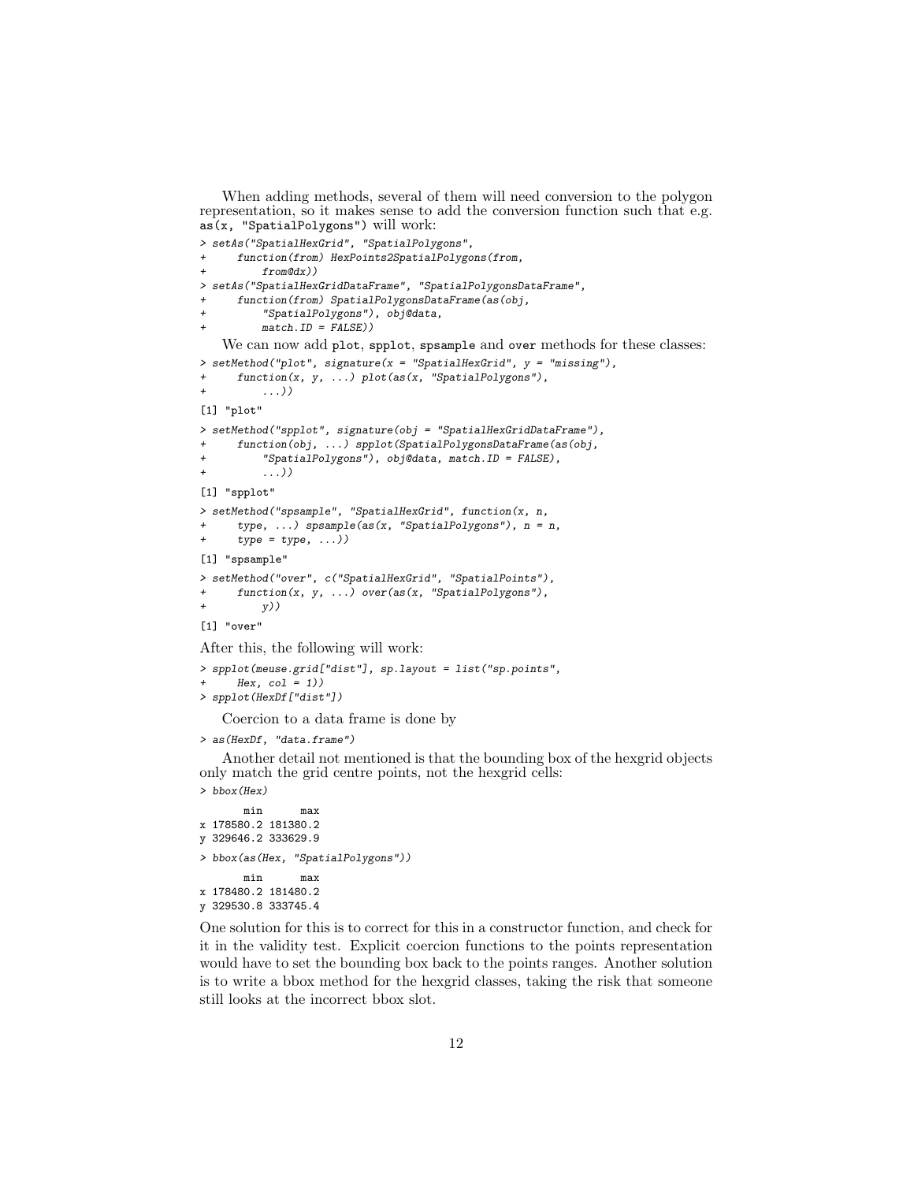When adding methods, several of them will need conversion to the polygon representation, so it makes sense to add the conversion function such that e.g. `as(x, "SpatialPolygons")` will work:

```
> setAs("SpatialHexGrid", "SpatialPolygons",
+     function(from) HexPoints2SpatialPolygons(from,
+         from@dx))
> setAs("SpatialHexGridDataFrame", "SpatialPolygonsDataFrame",
+     function(from) SpatialPolygonsDataFrame(as(obj,
+         "SpatialPolygons"), obj@data,
+         match.ID = FALSE))
```

We can now add `plot`, `spplot`, `spsample` and `over` methods for these classes:

```
> setMethod("plot", signature(x = "SpatialHexGrid", y = "missing"),
+     function(x, y, ...) plot(as(x, "SpatialPolygons"),
+         ...))
[1] "plot"
> setMethod("spplot", signature(obj = "SpatialHexGridDataFrame"),
+     function(obj, ...) spplot(SpatialPolygonsDataFrame(as(obj,
+         "SpatialPolygons"), obj@data, match.ID = FALSE),
+         ...))
[1] "spplot"
> setMethod("spsample", "SpatialHexGrid", function(x, n,
+     type, ...) spsample(as(x, "SpatialPolygons"), n = n,
+     type = type, ...))
[1] "spsample"
> setMethod("over", c("SpatialHexGrid", "SpatialPoints"),
+     function(x, y, ...) over(as(x, "SpatialPolygons"),
+         y))
[1] "over"
```

After this, the following will work:

```
> spplot(meuse.grid["dist"], sp.layout = list("sp.points",
+     Hex, col = 1))
> spplot(HexDf["dist"])
```

Coercion to a data frame is done by

```
> as(HexDf, "data.frame")
```

Another detail not mentioned is that the bounding box of the hexgrid objects only match the grid centre points, not the hexgrid cells:

```
> bbox(Hex)
       min      max
x 178580.2 181380.2
y 329646.2 333629.9
> bbox(as(Hex, "SpatialPolygons"))
       min      max
x 178480.2 181480.2
y 329530.8 333745.4
```

One solution for this is to correct for this in a constructor function, and check for it in the validity test. Explicit coercion functions to the points representation would have to set the bounding box back to the points ranges. Another solution is to write a bbox method for the hexgrid classes, taking the risk that someone still looks at the incorrect bbox slot.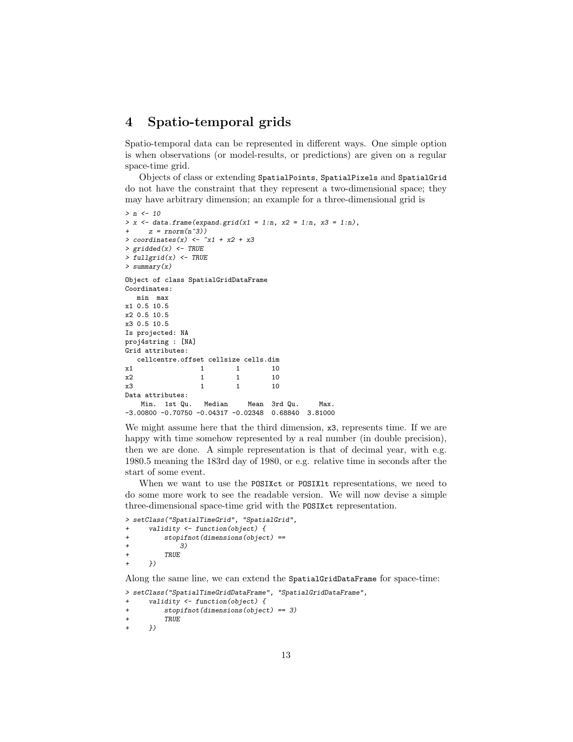# 4 Spatio-temporal grids

Spatio-temporal data can be represented in different ways. One simple option is when observations (or model-results, or predictions) are given on a regular space-time grid.

Objects of class or extending `SpatialPoints`, `SpatialPixels` and `SpatialGrid` do not have the constraint that they represent a two-dimensional space; they may have arbitrary dimension; an example for a three-dimensional grid is

```
> n <- 10
> x <- data.frame(expand.grid(x1 = 1:n, x2 = 1:n, x3 = 1:n),
+     z = rnorm(n^3))
> coordinates(x) <- ~x1 + x2 + x3
> gridded(x) <- TRUE
> fullgrid(x) <- TRUE
> summary(x)
```

```
Object of class SpatialGridDataFrame
Coordinates:
   min  max
x1 0.5 10.5
x2 0.5 10.5
x3 0.5 10.5
Is projected: NA
proj4string : [NA]
Grid attributes:
   cellcentre.offset cellsize cells.dim
x1                 1        1        10
x2                 1        1        10
x3                 1        1        10
Data attributes:
    Min.  1st Qu.   Median     Mean  3rd Qu.     Max.
-3.00800 -0.70750 -0.04317 -0.02348  0.68840  3.81000
```

We might assume here that the third dimension, `x3`, represents time. If we are happy with time somehow represented by a real number (in double precision), then we are done. A simple representation is that of decimal year, with e.g. 1980.5 meaning the 183rd day of 1980, or e.g. relative time in seconds after the start of some event.

When we want to use the `POSIXct` or `POSIXlt` representations, we need to do some more work to see the readable version. We will now devise a simple three-dimensional space-time grid with the `POSIXct` representation.

```
> setClass("SpatialTimeGrid", "SpatialGrid",
+     validity <- function(object) {
+         stopifnot(dimensions(object) ==
+             3)
+         TRUE
+     })
```

Along the same line, we can extend the `SpatialGridDataFrame` for space-time:

```
> setClass("SpatialTimeGridDataFrame", "SpatialGridDataFrame",
+     validity <- function(object) {
+         stopifnot(dimensions(object) == 3)
+         TRUE
+     })
```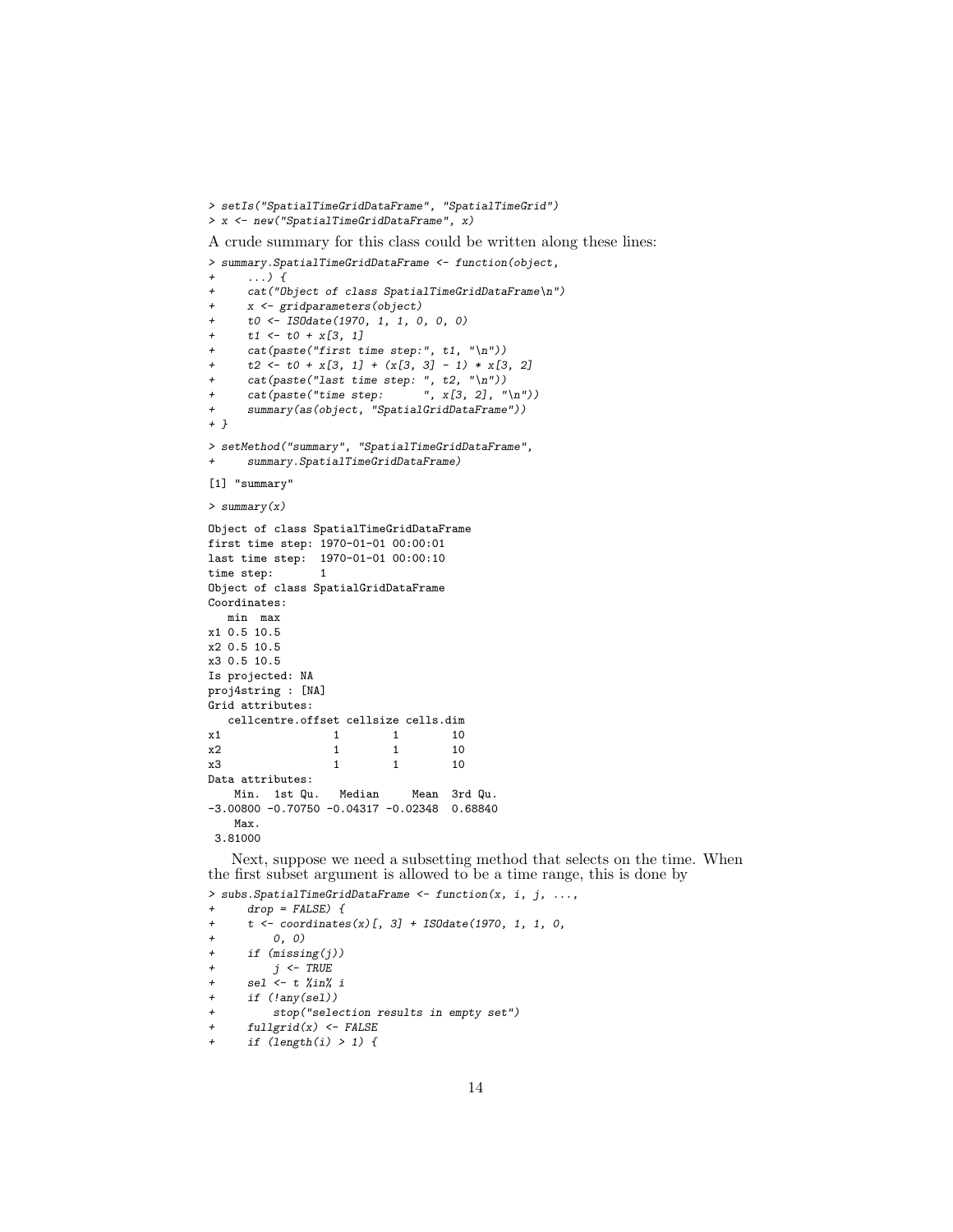```
> setIs("SpatialTimeGridDataFrame", "SpatialTimeGrid")
> x <- new("SpatialTimeGridDataFrame", x)
```

A crude summary for this class could be written along these lines:

```
> summary.SpatialTimeGridDataFrame <- function(object,
+     ...) {
+     cat("Object of class SpatialTimeGridDataFrame\n")
+     x <- gridparameters(object)
+     t0 <- ISOdate(1970, 1, 1, 0, 0, 0)
+     t1 <- t0 + x[3, 1]
+     cat(paste("first time step:", t1, "\n"))
+     t2 <- t0 + x[3, 1] + (x[3, 3] - 1) * x[3, 2]
+     cat(paste("last time step: ", t2, "\n"))
+     cat(paste("time step:      ", x[3, 2], "\n"))
+     summary(as(object, "SpatialGridDataFrame"))
+ }
> setMethod("summary", "SpatialTimeGridDataFrame",
+     summary.SpatialTimeGridDataFrame)

[1] "summary"

> summary(x)

Object of class SpatialTimeGridDataFrame
first time step: 1970-01-01 00:00:01
last time step:  1970-01-01 00:00:10
time step:       1
Object of class SpatialGridDataFrame
Coordinates:
   min  max
x1 0.5 10.5
x2 0.5 10.5
x3 0.5 10.5
Is projected: NA
proj4string : [NA]
Grid attributes:
   cellcentre.offset cellsize cells.dim
x1                 1        1        10
x2                 1        1        10
x3                 1        1        10
Data attributes:
    Min.  1st Qu.   Median     Mean  3rd Qu.
-3.00800 -0.70750 -0.04317 -0.02348  0.68840
    Max.
 3.81000
```

Next, suppose we need a subsetting method that selects on the time. When the first subset argument is allowed to be a time range, this is done by

```
> subs.SpatialTimeGridDataFrame <- function(x, i, j, ...,
+     drop = FALSE) {
+     t <- coordinates(x)[, 3] + ISOdate(1970, 1, 1, 0,
+         0, 0)
+     if (missing(j))
+         j <- TRUE
+     sel <- t %in% i
+     if (!any(sel))
+         stop("selection results in empty set")
+     fullgrid(x) <- FALSE
+     if (length(i) > 1) {
```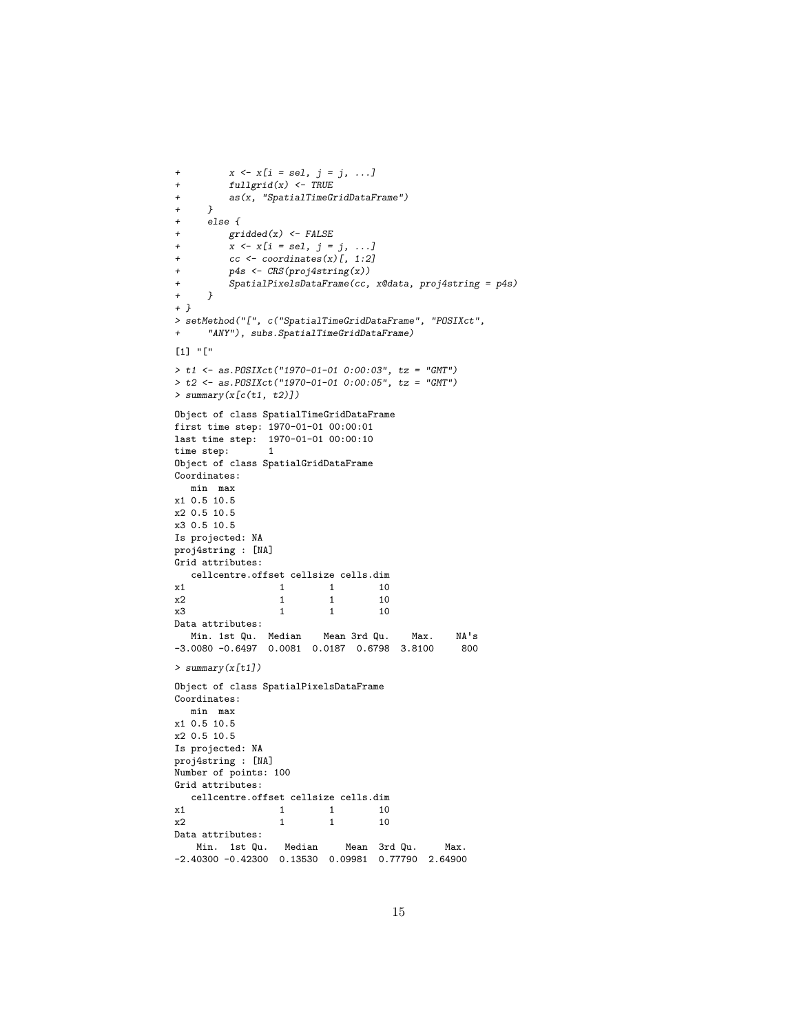```
+         x <- x[i = sel, j = j, ...]
+         fullgrid(x) <- TRUE
+         as(x, "SpatialTimeGridDataFrame")
+     }
+     else {
+         gridded(x) <- FALSE
+         x <- x[i = sel, j = j, ...]
+         cc <- coordinates(x)[, 1:2]
+         p4s <- CRS(proj4string(x))
+         SpatialPixelsDataFrame(cc, x@data, proj4string = p4s)
+     }
+ }
> setMethod("[", c("SpatialTimeGridDataFrame", "POSIXct",
+     "ANY"), subs.SpatialTimeGridDataFrame)

[1] "["

> t1 <- as.POSIXct("1970-01-01 0:00:03", tz = "GMT")
> t2 <- as.POSIXct("1970-01-01 0:00:05", tz = "GMT")
> summary(x[c(t1, t2)])

Object of class SpatialTimeGridDataFrame
first time step: 1970-01-01 00:00:01
last time step:  1970-01-01 00:00:10
time step:       1
Object of class SpatialGridDataFrame
Coordinates:
   min  max
x1 0.5 10.5
x2 0.5 10.5
x3 0.5 10.5
Is projected: NA
proj4string : [NA]
Grid attributes:
   cellcentre.offset cellsize cells.dim
x1                 1        1        10
x2                 1        1        10
x3                 1        1        10
Data attributes:
   Min. 1st Qu.  Median    Mean 3rd Qu.    Max.    NA's
-3.0080 -0.6497  0.0081  0.0187  0.6798  3.8100     800

> summary(x[t1])

Object of class SpatialPixelsDataFrame
Coordinates:
   min  max
x1 0.5 10.5
x2 0.5 10.5
Is projected: NA
proj4string : [NA]
Number of points: 100
Grid attributes:
   cellcentre.offset cellsize cells.dim
x1                 1        1        10
x2                 1        1        10
Data attributes:
    Min.  1st Qu.   Median     Mean  3rd Qu.     Max.
-2.40300 -0.42300  0.13530  0.09981  0.77790  2.64900
```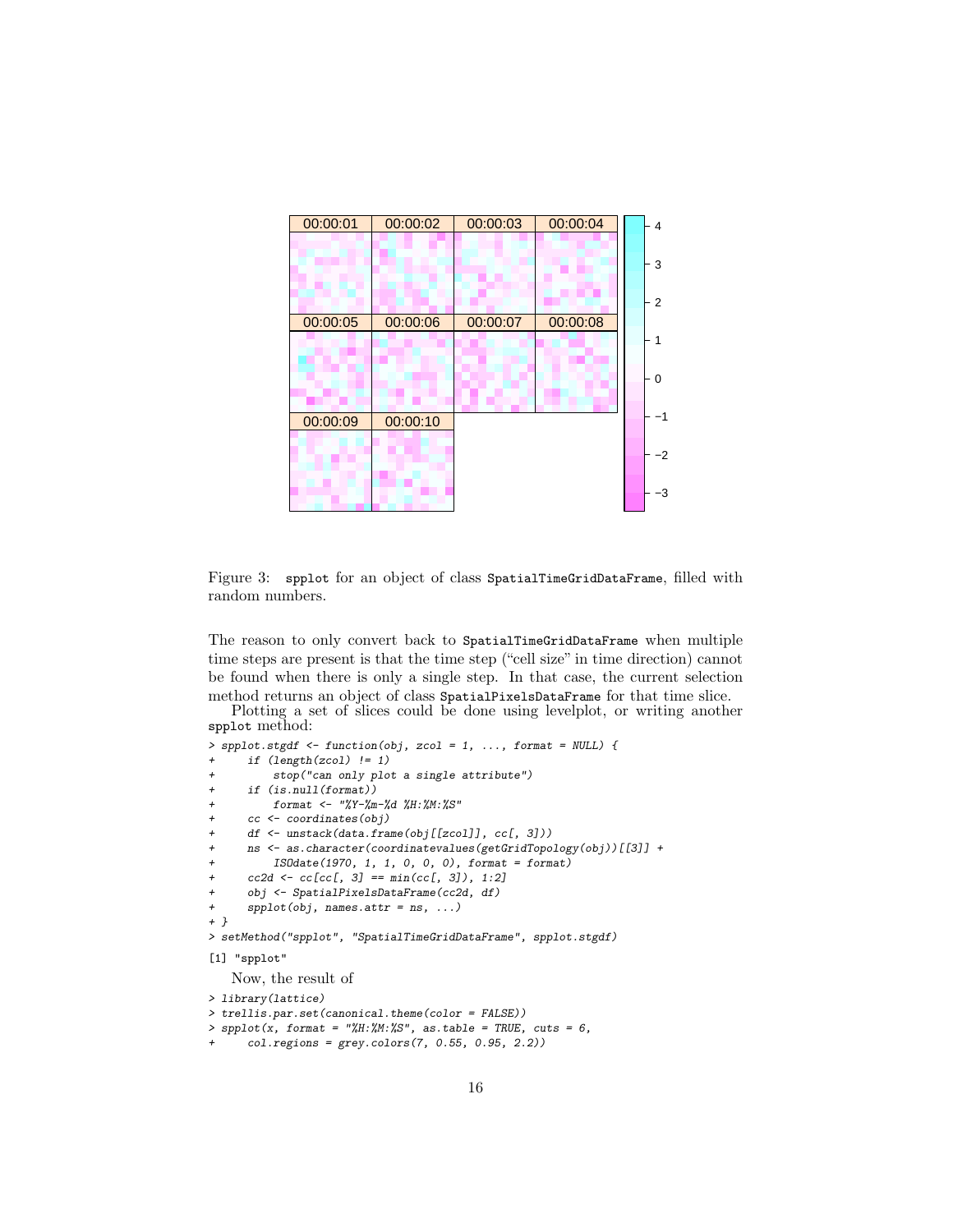Figure 3: spplot for an object of class SpatialTimeGridDataFrame, filled with random numbers.

The reason to only convert back to SpatialTimeGridDataFrame when multiple time steps are present is that the time step ("cell size" in time direction) cannot be found when there is only a single step. In that case, the current selection method returns an object of class SpatialPixelsDataFrame for that time slice.

Plotting a set of slices could be done using levelplot, or writing another spplot method:

```
> spplot.stgdf <- function(obj, zcol = 1, ..., format = NULL) {
+     if (length(zcol) != 1)
+         stop("can only plot a single attribute")
+     if (is.null(format))
+         format <- "%Y-%m-%d %H:%M:%S"
+     cc <- coordinates(obj)
+     df <- unstack(data.frame(obj[[zcol]], cc[, 3]))
+     ns <- as.character(coordinatevalues(getGridTopology(obj))[[3]] +
+         ISOdate(1970, 1, 1, 0, 0, 0), format = format)
+     cc2d <- cc[cc[, 3] == min(cc[, 3]), 1:2]
+     obj <- SpatialPixelsDataFrame(cc2d, df)
+     spplot(obj, names.attr = ns, ...)
+ }
> setMethod("spplot", "SpatialTimeGridDataFrame", spplot.stgdf)
```

```
[1] "spplot"
```

Now, the result of

```
> library(lattice)
> trellis.par.set(canonical.theme(color = FALSE))
> spplot(x, format = "%H:%M:%S", as.table = TRUE, cuts = 6,
+     col.regions = grey.colors(7, 0.55, 0.95, 2.2))
```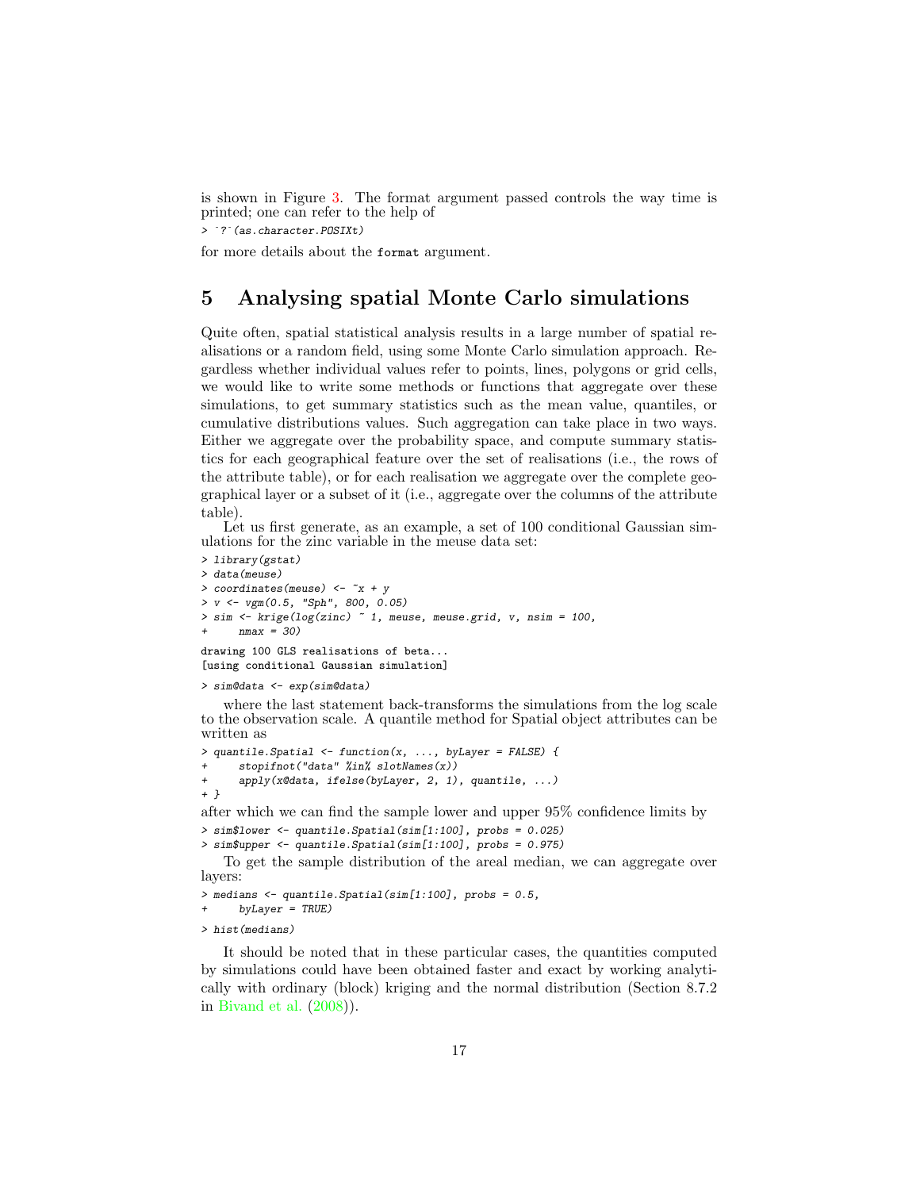is shown in Figure 3. The format argument passed controls the way time is printed; one can refer to the help of

```
> ?(as.character.POSIXt)
```

for more details about the `format` argument.

## 5 Analysing spatial Monte Carlo simulations

Quite often, spatial statistical analysis results in a large number of spatial realisations or a random field, using some Monte Carlo simulation approach. Regardless whether individual values refer to points, lines, polygons or grid cells, we would like to write some methods or functions that aggregate over these simulations, to get summary statistics such as the mean value, quantiles, or cumulative distributions values. Such aggregation can take place in two ways. Either we aggregate over the probability space, and compute summary statistics for each geographical feature over the set of realisations (i.e., the rows of the attribute table), or for each realisation we aggregate over the complete geographical layer or a subset of it (i.e., aggregate over the columns of the attribute table).

Let us first generate, as an example, a set of 100 conditional Gaussian simulations for the zinc variable in the meuse data set:

```
> library(gstat)
> data(meuse)
> coordinates(meuse) <- ~x + y
> v <- vgm(0.5, "Sph", 800, 0.05)
> sim <- krige(log(zinc) ~ 1, meuse, meuse.grid, v, nsim = 100,
+     nmax = 30)
drawing 100 GLS realisations of beta...
[using conditional Gaussian simulation]
> sim@data <- exp(sim@data)
```

where the last statement back-transforms the simulations from the log scale to the observation scale. A quantile method for Spatial object attributes can be written as

```
> quantile.Spatial <- function(x, ..., byLayer = FALSE) {
+     stopifnot("data" %in% slotNames(x))
+     apply(x@data, ifelse(byLayer, 2, 1), quantile, ...)
+ }
```

after which we can find the sample lower and upper 95% confidence limits by

```
> sim$lower <- quantile.Spatial(sim[1:100], probs = 0.025)
> sim$upper <- quantile.Spatial(sim[1:100], probs = 0.975)
```

To get the sample distribution of the areal median, we can aggregate over layers:

```
> medians <- quantile.Spatial(sim[1:100], probs = 0.5,
+     byLayer = TRUE)
> hist(medians)
```

It should be noted that in these particular cases, the quantities computed by simulations could have been obtained faster and exact by working analytically with ordinary (block) kriging and the normal distribution (Section 8.7.2 in Bivand et al. (2008)).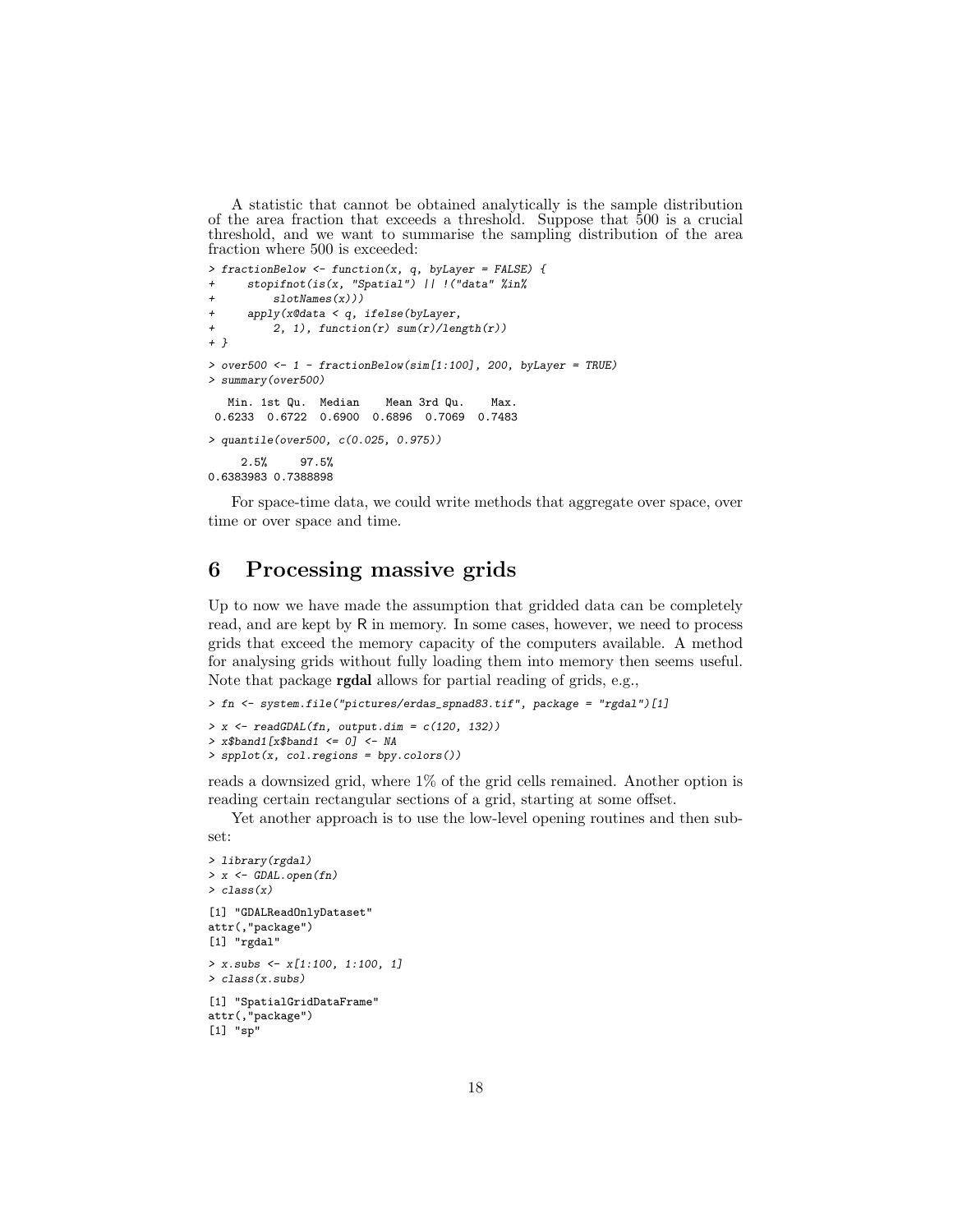A statistic that cannot be obtained analytically is the sample distribution of the area fraction that exceeds a threshold. Suppose that 500 is a crucial threshold, and we want to summarise the sampling distribution of the area fraction where 500 is exceeded:

```
> fractionBelow <- function(x, q, byLayer = FALSE) {
+     stopifnot(is(x, "Spatial") || !("data" %in%
+         slotNames(x)))
+     apply(x@data < q, ifelse(byLayer,
+         2, 1), function(r) sum(r)/length(r))
+ }
> over500 <- 1 - fractionBelow(sim[1:100], 200, byLayer = TRUE)
> summary(over500)

   Min. 1st Qu.  Median    Mean 3rd Qu.    Max.
 0.6233  0.6722  0.6900  0.6896  0.7069  0.7483

> quantile(over500, c(0.025, 0.975))

     2.5%     97.5%
0.6383983 0.7388898
```

For space-time data, we could write methods that aggregate over space, over time or over space and time.

# 6 Processing massive grids

Up to now we have made the assumption that gridded data can be completely read, and are kept by R in memory. In some cases, however, we need to process grids that exceed the memory capacity of the computers available. A method for analysing grids without fully loading them into memory then seems useful. Note that package **rgdal** allows for partial reading of grids, e.g.,

```
> fn <- system.file("pictures/erdas_spnad83.tif", package = "rgdal")[1]
> x <- readGDAL(fn, output.dim = c(120, 132))
> x$band1[x$band1 <= 0] <- NA
> spplot(x, col.regions = bpy.colors())
```

reads a downsized grid, where 1% of the grid cells remained. Another option is reading certain rectangular sections of a grid, starting at some offset.

Yet another approach is to use the low-level opening routines and then subset:

```
> library(rgdal)
> x <- GDAL.open(fn)
> class(x)

[1] "GDALReadOnlyDataset"
attr(,"package")
[1] "rgdal"

> x.subs <- x[1:100, 1:100, 1]
> class(x.subs)

[1] "SpatialGridDataFrame"
attr(,"package")
[1] "sp"
```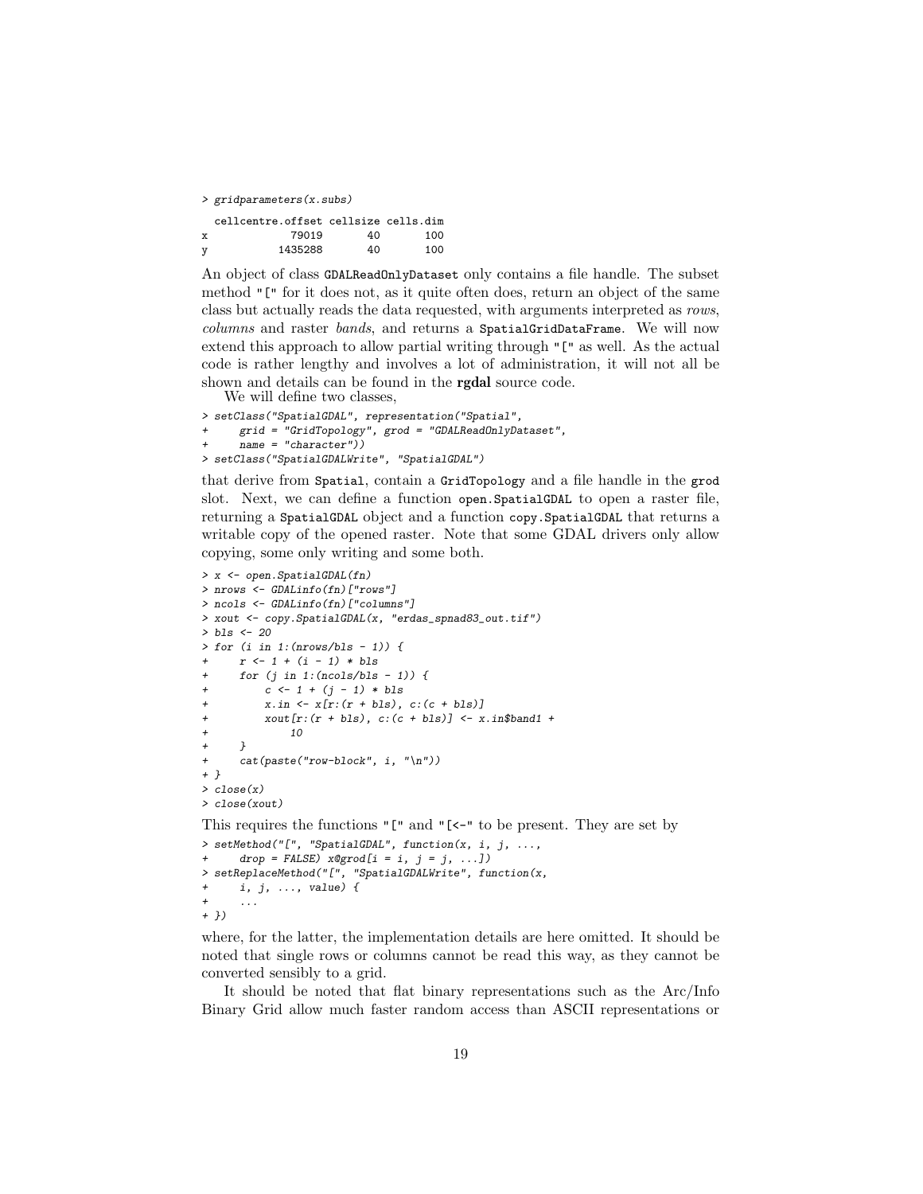```
> gridparameters(x.subs)
  cellcentre.offset cellsize cells.dim
x             79019       40       100
y           1435288       40       100
```

An object of class `GDALReadOnlyDataset` only contains a file handle. The subset method `"["` for it does not, as it quite often does, return an object of the same class but actually reads the data requested, with arguments interpreted as *rows*, *columns* and raster *bands*, and returns a `SpatialGridDataFrame`. We will now extend this approach to allow partial writing through `"["` as well. As the actual code is rather lengthy and involves a lot of administration, it will not all be shown and details can be found in the **rgdal** source code.

We will define two classes,

```
> setClass("SpatialGDAL", representation("Spatial",
+     grid = "GridTopology", grod = "GDALReadOnlyDataset",
+     name = "character"))
> setClass("SpatialGDALWrite", "SpatialGDAL")
```

that derive from `Spatial`, contain a `GridTopology` and a file handle in the `grod` slot. Next, we can define a function `open.SpatialGDAL` to open a raster file, returning a `SpatialGDAL` object and a function `copy.SpatialGDAL` that returns a writable copy of the opened raster. Note that some GDAL drivers only allow copying, some only writing and some both.

```
> x <- open.SpatialGDAL(fn)
> nrows <- GDALinfo(fn)["rows"]
> ncols <- GDALinfo(fn)["columns"]
> xout <- copy.SpatialGDAL(x, "erdas_spnad83_out.tif")
> bls <- 20
> for (i in 1:(nrows/bls - 1)) {
+     r <- 1 + (i - 1) * bls
+     for (j in 1:(ncols/bls - 1)) {
+         c <- 1 + (j - 1) * bls
+         x.in <- x[r:(r + bls), c:(c + bls)]
+         xout[r:(r + bls), c:(c + bls)] <- x.in$band1 +
+             10
+     }
+     cat(paste("row-block", i, "\n"))
+ }
> close(x)
> close(xout)
```

This requires the functions `"["` and `"[<-"` to be present. They are set by

```
> setMethod("[", "SpatialGDAL", function(x, i, j, ...,
+     drop = FALSE) x@grod[i = i, j = j, ...])
> setReplaceMethod("[", "SpatialGDALWrite", function(x,
+     i, j, ..., value) {
+     ...
+ })
```

where, for the latter, the implementation details are here omitted. It should be noted that single rows or columns cannot be read this way, as they cannot be converted sensibly to a grid.

It should be noted that flat binary representations such as the Arc/Info Binary Grid allow much faster random access than ASCII representations or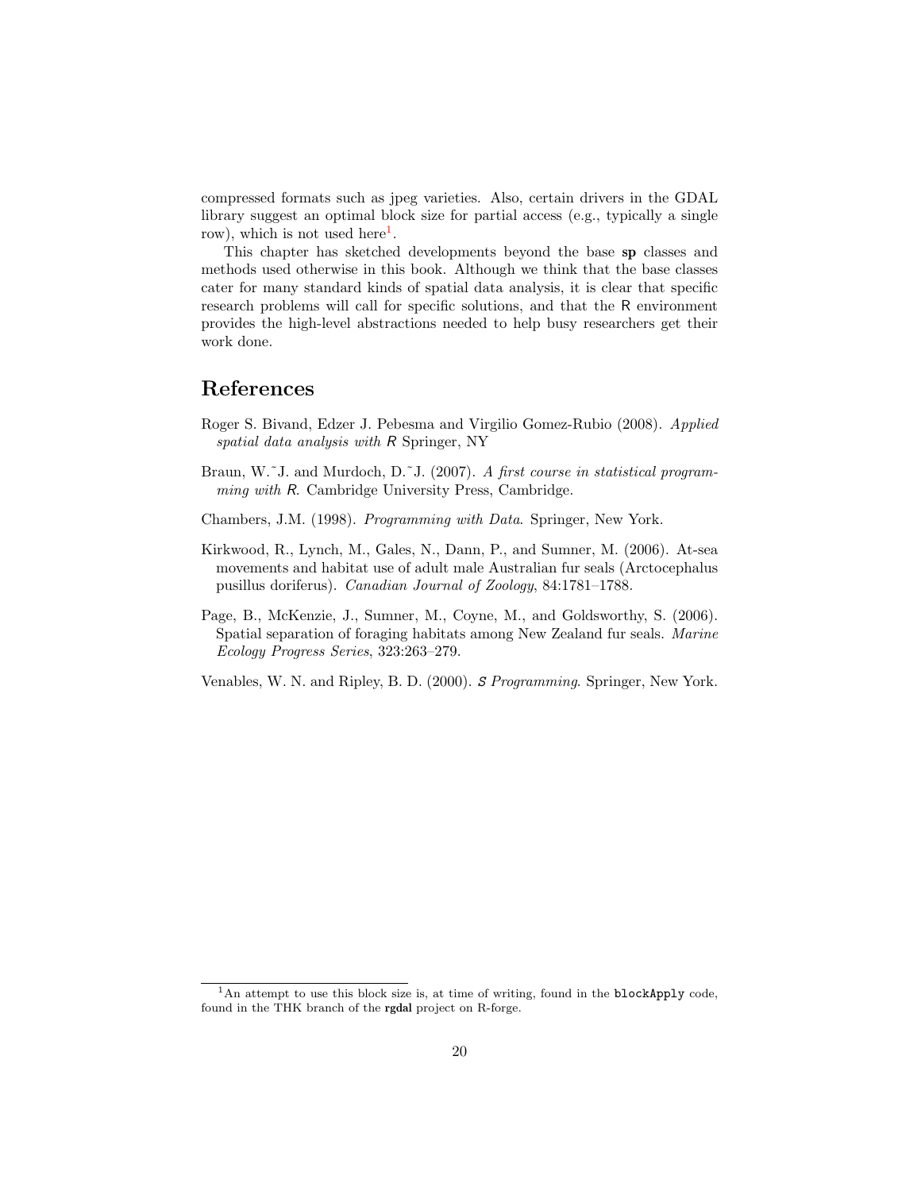compressed formats such as jpeg varieties. Also, certain drivers in the GDAL library suggest an optimal block size for partial access (e.g., typically a single row), which is not used here[1].

This chapter has sketched developments beyond the base **sp** classes and methods used otherwise in this book. Although we think that the base classes cater for many standard kinds of spatial data analysis, it is clear that specific research problems will call for specific solutions, and that the R environment provides the high-level abstractions needed to help busy researchers get their work done.

## References

Roger S. Bivand, Edzer J. Pebesma and Virgilio Gomez-Rubio (2008). *Applied spatial data analysis with R* Springer, NY

Braun, W.˜J. and Murdoch, D.˜J. (2007). *A first course in statistical programming with R.* Cambridge University Press, Cambridge.

Chambers, J.M. (1998). *Programming with Data*. Springer, New York.

Kirkwood, R., Lynch, M., Gales, N., Dann, P., and Sumner, M. (2006). At-sea movements and habitat use of adult male Australian fur seals (Arctocephalus pusillus doriferus). *Canadian Journal of Zoology*, 84:1781–1788.

Page, B., McKenzie, J., Sumner, M., Coyne, M., and Goldsworthy, S. (2006). Spatial separation of foraging habitats among New Zealand fur seals. *Marine Ecology Progress Series*, 323:263–279.

Venables, W. N. and Ripley, B. D. (2000). *S Programming*. Springer, New York.

[1] An attempt to use this block size is, at time of writing, found in the `blockApply` code, found in the THK branch of the **rgdal** project on R-forge.